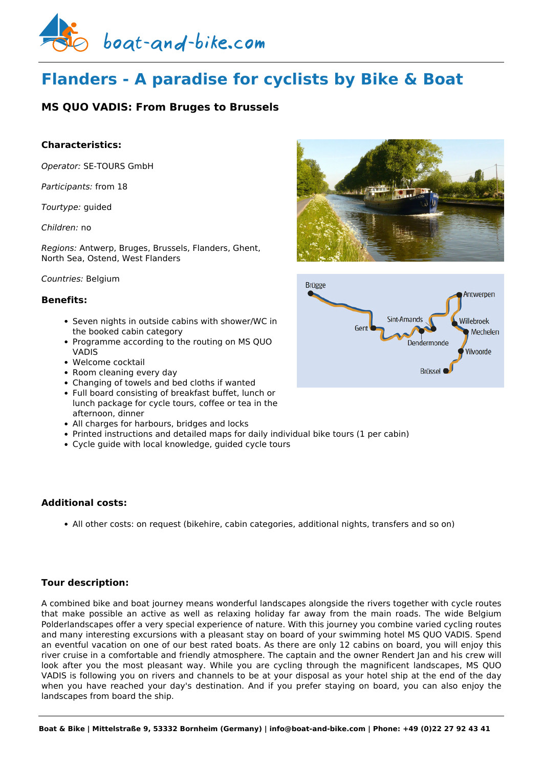# Flanders - A paradise for cyclists by Bike & Boat

## MS QUO VADIS: From Bruges to Brussels

### Characteristics:

*Operator:* SE-TOURS GmbH

*Participants:* from 18

*Tourtype:* guided

*Children:* no

*Regions:* Antwerp, Bruges, Brussels, Flanders, Ghent, North Sea, Ostend, West Flanders

*Countries:* Belgium

### Benefits:

- Seven nights in outside cabins with shower/WC in the booked cabin category
- Programme according to the routing on MS QUO VADIS
- Welcome cocktail
- Room cleaning every day
- Changing of towels and bed cloths if wanted
- Full board consisting of breakfast buffet, lunch or lunch package for cycle tours, coffee or tea in the afternoon, dinner
- All charges for harbours, bridges and locks
- Printed instructions and detailed maps for daily individual bike tours (1 per cabin)
- Cycle guide with local knowledge, guided cycle tours

### Additional costs:

- All other costs: on request (bikehire, cabin categories, additional nights, transfers and so on)

### Tour description:

A combined bike and boat journey means wonderful landscapes alongside the rivers together with cycle routes that make possible an active as well as relaxing holiday far away from the main roads. The wide Belgium Polderlandscapes offer a very special experience of nature. With this journey you combine varied cycling routes and many interesting excursions with a pleasant stay on board of your swimming hotel MS QUO VADIS. Spend an eventful vacation on one of our best rated boats. As there are only 12 cabins on board, you will enjoy this river cruise in a comfortable and friendly atmosphere. The captain and the owner Rendert Jan and his crew will look after you the most pleasant way. While you are cycling through the magnificent landscapes, MS QUO VADIS is following you on rivers and channels to be at your disposal as your hotel ship at the end of the day when you have reached your day's destination. And if you prefer staying on board, you can also enjoy the landscapes from board the ship.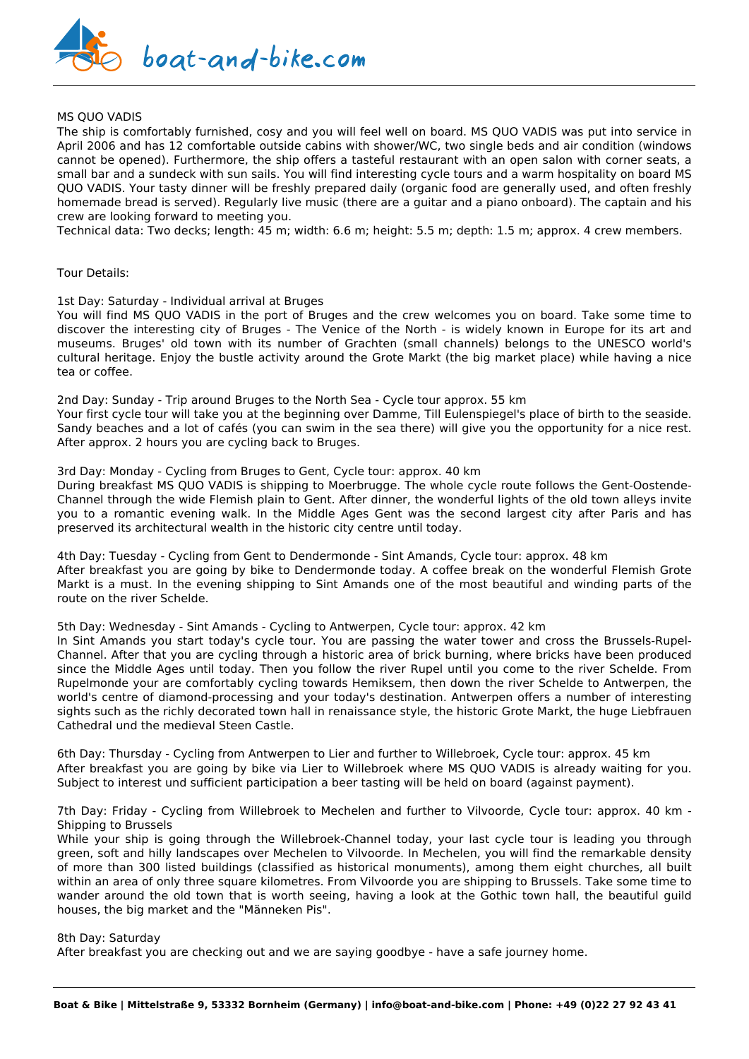MS QUO VADIS

The ship is comfortably furnished, cosy and you will feel well on board. MS QUO VADIS was put into service in April 2006 and has 12 comfortable outside cabins with shower/WC, two single beds and air condition (windows cannot be opened). Furthermore, the ship offers a tasteful restaurant with an open salon with corner seats, a small bar and a sundeck with sun sails. You will find interesting cycle tours and a warm hospitality on board MS QUO VADIS. Your tasty dinner will be freshly prepared daily (organic food are generally used, and often freshly homemade bread is served). Regularly live music (there are a guitar and a piano onboard). The captain and his crew are looking forward to meeting you.

Technical data: Two decks; length: 45 m; width: 6.6 m; height: 5.5 m; depth: 1.5 m; approx. 4 crew members.

Tour Details:

1st Day: Saturday - Individual arrival at Bruges

You will find MS QUO VADIS in the port of Bruges and the crew welcomes you on board. Take some time to discover the interesting city of Bruges - The Venice of the North - is widely known in Europe for its art and museums. Bruges' old town with its number of Grachten (small channels) belongs to the UNESCO world's cultural heritage. Enjoy the bustle activity around the Grote Markt (the big market place) while having a nice tea or coffee.

2nd Day: Sunday - Trip around Bruges to the North Sea - Cycle tour approx. 55 km

Your first cycle tour will take you at the beginning over Damme, Till Eulenspiegel's place of birth to the seaside. Sandy beaches and a lot of cafés (you can swim in the sea there) will give you the opportunity for a nice rest. After approx. 2 hours you are cycling back to Bruges.

3rd Day: Monday - Cycling from Bruges to Gent, Cycle tour: approx. 40 km

During breakfast MS QUO VADIS is shipping to Moerbrugge. The whole cycle route follows the Gent-Oostende-Channel through the wide Flemish plain to Gent. After dinner, the wonderful lights of the old town alleys invite you to a romantic evening walk. In the Middle Ages Gent was the second largest city after Paris and has preserved its architectural wealth in the historic city centre until today.

4th Day: Tuesday - Cycling from Gent to Dendermonde - Sint Amands, Cycle tour: approx. 48 km

After breakfast you are going by bike to Dendermonde today. A coffee break on the wonderful Flemish Grote Markt is a must. In the evening shipping to Sint Amands one of the most beautiful and winding parts of the route on the river Schelde.

5th Day: Wednesday - Sint Amands - Cycling to Antwerpen, Cycle tour: approx. 42 km

In Sint Amands you start today's cycle tour. You are passing the water tower and cross the Brussels-Rupel-Channel. After that you are cycling through a historic area of brick burning, where bricks have been produced since the Middle Ages until today. Then you follow the river Rupel until you come to the river Schelde. From Rupelmonde your are comfortably cycling towards Hemiksem, then down the river Schelde to Antwerpen, the world's centre of diamond-processing and your today's destination. Antwerpen offers a number of interesting sights such as the richly decorated town hall in renaissance style, the historic Grote Markt, the huge Liebfrauen Cathedral und the medieval Steen Castle.

6th Day: Thursday - Cycling from Antwerpen to Lier and further to Willebroek, Cycle tour: approx. 45 km

After breakfast you are going by bike via Lier to Willebroek where MS QUO VADIS is already waiting for you. Subject to interest und sufficient participation a beer tasting will be held on board (against payment).

7th Day: Friday - Cycling from Willebroek to Mechelen and further to Vilvoorde, Cycle tour: approx. 40 km - Shipping to Brussels

While your ship is going through the Willebroek-Channel today, your last cycle tour is leading you through green, soft and hilly landscapes over Mechelen to Vilvoorde. In Mechelen, you will find the remarkable density of more than 300 listed buildings (classified as historical monuments), among them eight churches, all built within an area of only three square kilometres. From Vilvoorde you are shipping to Brussels. Take some time to wander around the old town that is worth seeing, having a look at the Gothic town hall, the beautiful guild houses, the big market and the "Männeken Pis".

8th Day: Saturday

After breakfast you are checking out and we are saying goodbye - have a safe journey home.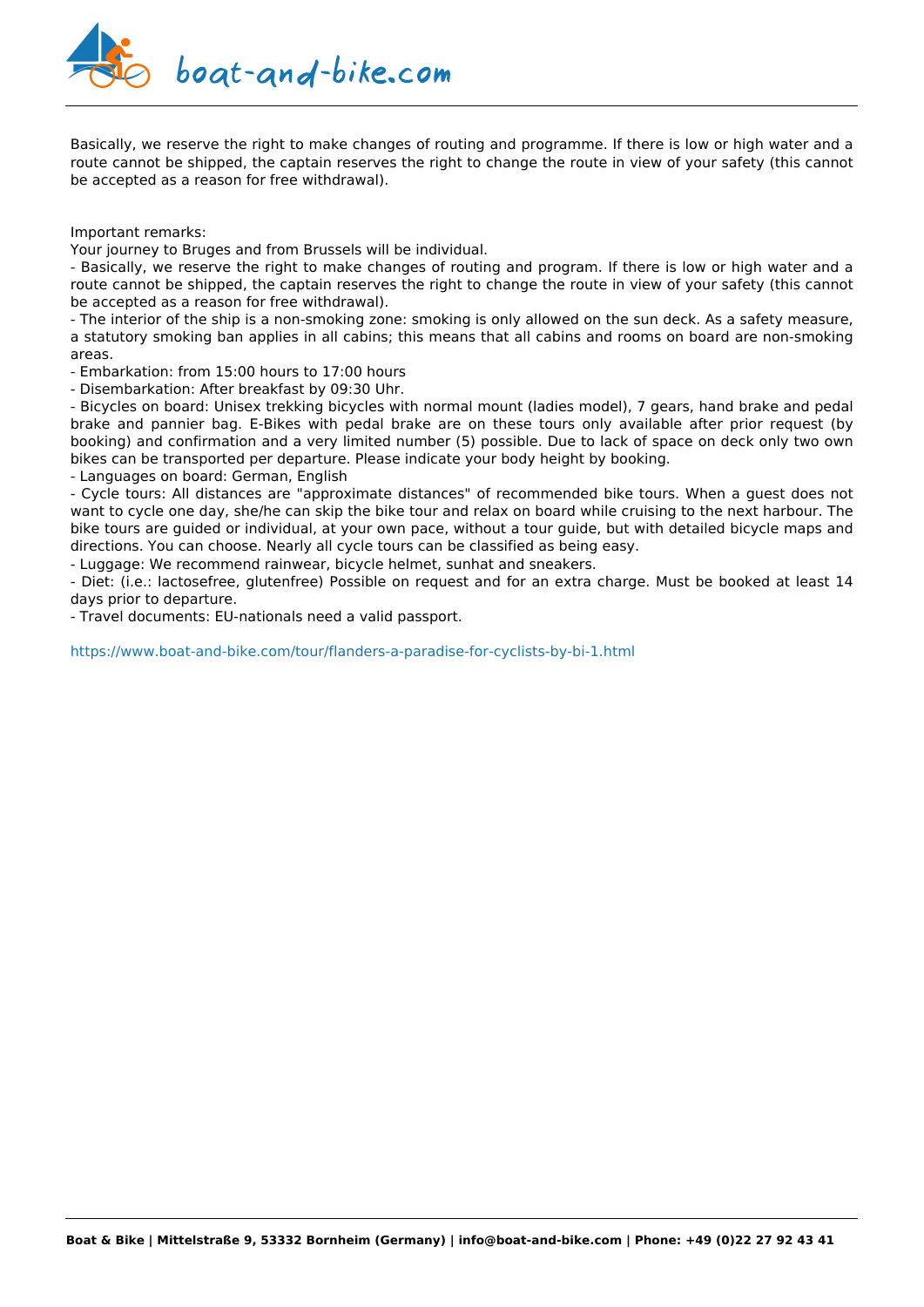Basically, we reserve the right to make changes of routing and programme. If there is low or high water and a route cannot be shipped, the captain reserves the right to change the route in view of your safety (this cannot be accepted as a reason for free withdrawal).

Important remarks:
Your journey to Bruges and from Brussels will be individual.
- Basically, we reserve the right to make changes of routing and program. If there is low or high water and a route cannot be shipped, the captain reserves the right to change the route in view of your safety (this cannot be accepted as a reason for free withdrawal).
- The interior of the ship is a non-smoking zone: smoking is only allowed on the sun deck. As a safety measure, a statutory smoking ban applies in all cabins; this means that all cabins and rooms on board are non-smoking areas.
- Embarkation: from 15:00 hours to 17:00 hours
- Disembarkation: After breakfast by 09:30 Uhr.
- Bicycles on board: Unisex trekking bicycles with normal mount (ladies model), 7 gears, hand brake and pedal brake and pannier bag. E-Bikes with pedal brake are on these tours only available after prior request (by booking) and confirmation and a very limited number (5) possible. Due to lack of space on deck only two own bikes can be transported per departure. Please indicate your body height by booking.
- Languages on board: German, English
- Cycle tours: All distances are "approximate distances" of recommended bike tours. When a guest does not want to cycle one day, she/he can skip the bike tour and relax on board while cruising to the next harbour. The bike tours are guided or individual, at your own pace, without a tour guide, but with detailed bicycle maps and directions. You can choose. Nearly all cycle tours can be classified as being easy.
- Luggage: We recommend rainwear, bicycle helmet, sunhat and sneakers.
- Diet: (i.e.: lactosefree, glutenfree) Possible on request and for an extra charge. Must be booked at least 14 days prior to departure.
- Travel documents: EU-nationals need a valid passport.

https://www.boat-and-bike.com/tour/flanders-a-paradise-for-cyclists-by-bi-1.html